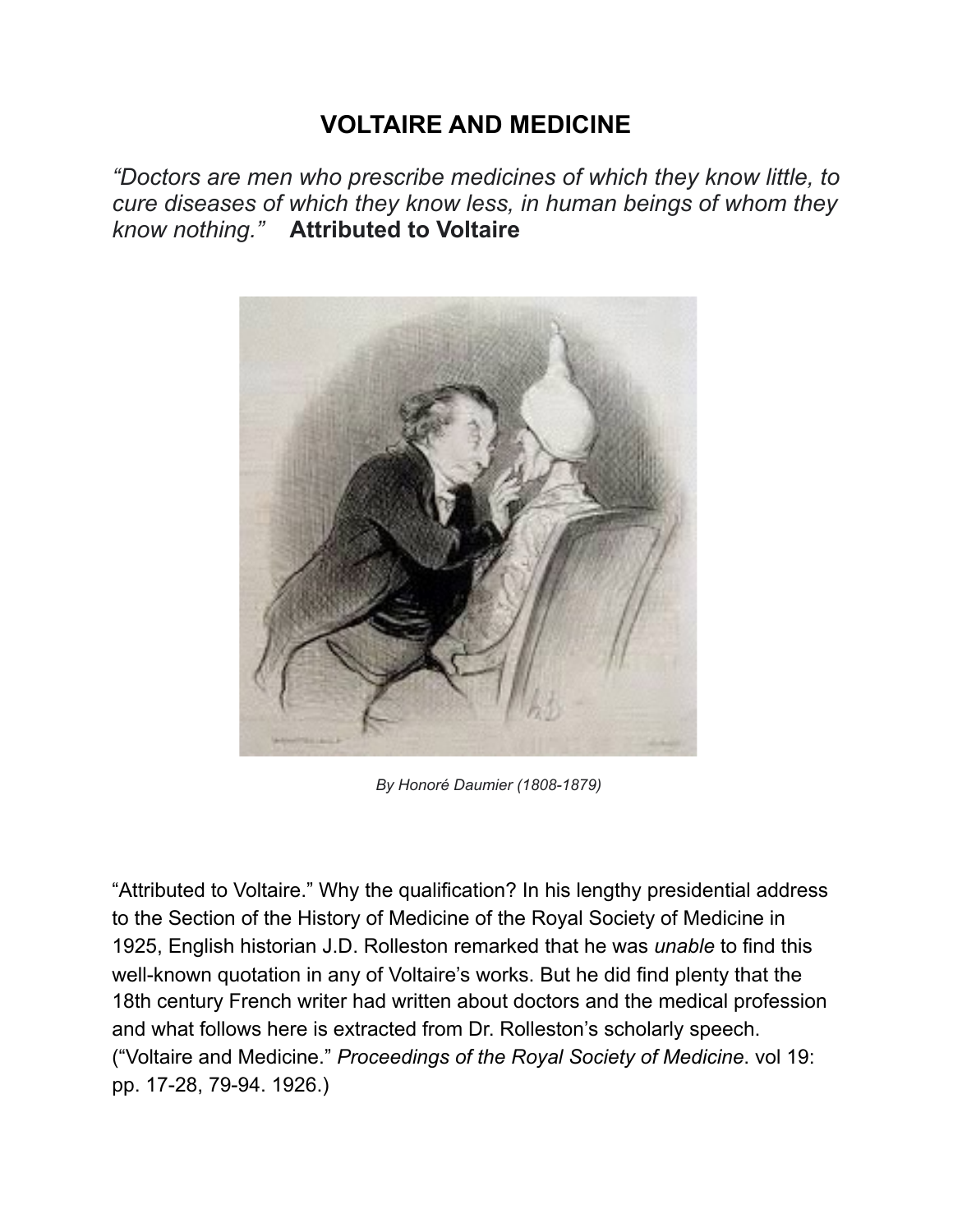# VOLTAIRE AND MEDICINE

*"Doctors are men who prescribe medicines of which they know little, to cure diseases of which they know less, in human beings of whom they know nothing."* **Attributed to Voltaire**

*By Honoré Daumier (1808-1879)*

"Attributed to Voltaire." Why the qualification? In his lengthy presidential address to the Section of the History of Medicine of the Royal Society of Medicine in 1925, English historian J.D. Rolleston remarked that he was *unable* to find this well-known quotation in any of Voltaire's works. But he did find plenty that the 18th century French writer had written about doctors and the medical profession and what follows here is extracted from Dr. Rolleston's scholarly speech. ("Voltaire and Medicine." *Proceedings of the Royal Society of Medicine*. vol 19: pp. 17-28, 79-94. 1926.)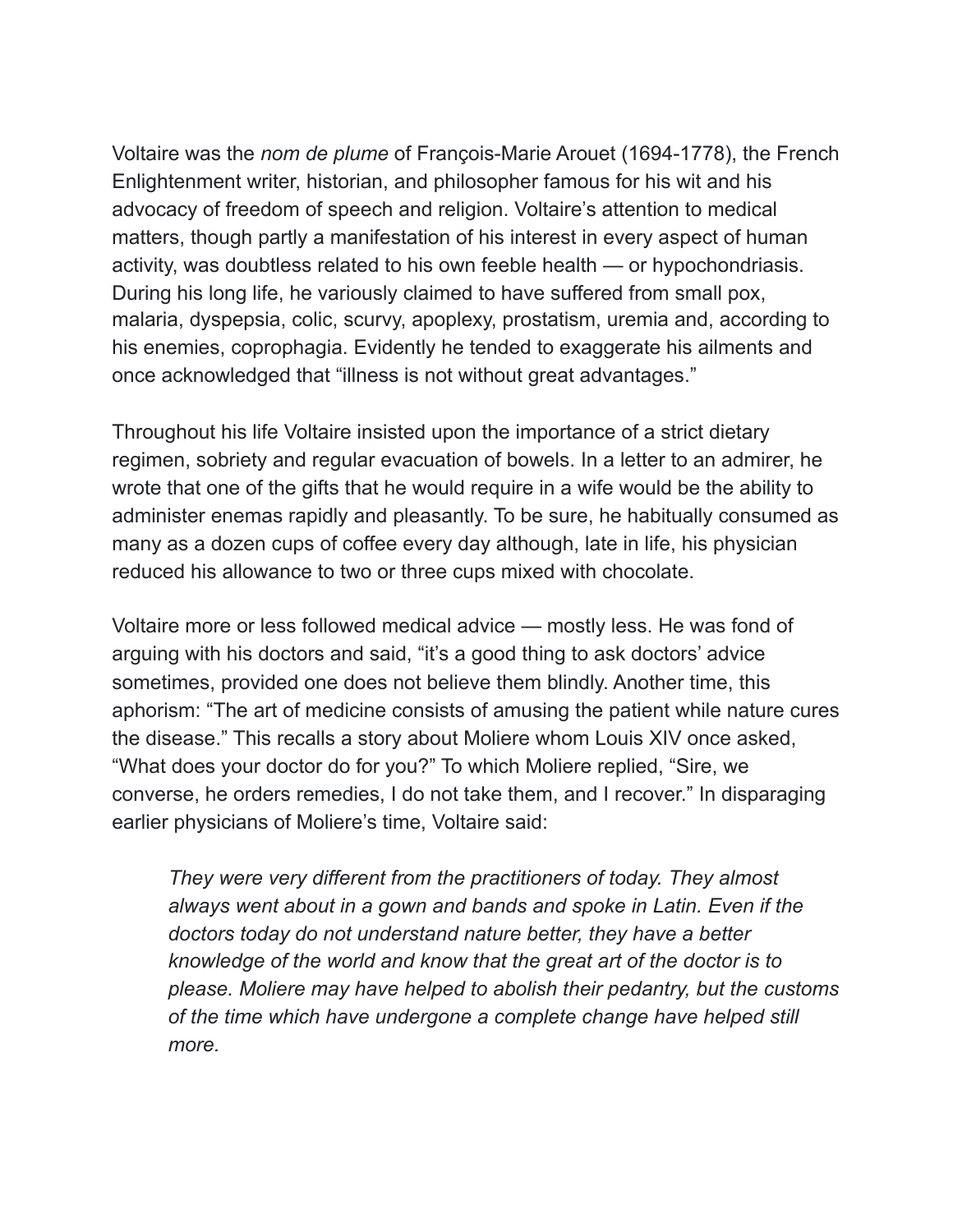Voltaire was the *nom de plume* of François-Marie Arouet (1694-1778), the French Enlightenment writer, historian, and philosopher famous for his wit and his advocacy of freedom of speech and religion. Voltaire's attention to medical matters, though partly a manifestation of his interest in every aspect of human activity, was doubtless related to his own feeble health — or hypochondriasis. During his long life, he variously claimed to have suffered from small pox, malaria, dyspepsia, colic, scurvy, apoplexy, prostatism, uremia and, according to his enemies, coprophagia. Evidently he tended to exaggerate his ailments and once acknowledged that "illness is not without great advantages."

Throughout his life Voltaire insisted upon the importance of a strict dietary regimen, sobriety and regular evacuation of bowels. In a letter to an admirer, he wrote that one of the gifts that he would require in a wife would be the ability to administer enemas rapidly and pleasantly. To be sure, he habitually consumed as many as a dozen cups of coffee every day although, late in life, his physician reduced his allowance to two or three cups mixed with chocolate.

Voltaire more or less followed medical advice — mostly less. He was fond of arguing with his doctors and said, "it's a good thing to ask doctors' advice sometimes, provided one does not believe them blindly. Another time, this aphorism: "The art of medicine consists of amusing the patient while nature cures the disease." This recalls a story about Moliere whom Louis XIV once asked, "What does your doctor do for you?" To which Moliere replied, "Sire, we converse, he orders remedies, I do not take them, and I recover." In disparaging earlier physicians of Moliere's time, Voltaire said:

> *They were very different from the practitioners of today. They almost always went about in a gown and bands and spoke in Latin. Even if the doctors today do not understand nature better, they have a better knowledge of the world and know that the great art of the doctor is to please. Moliere may have helped to abolish their pedantry, but the customs of the time which have undergone a complete change have helped still more.*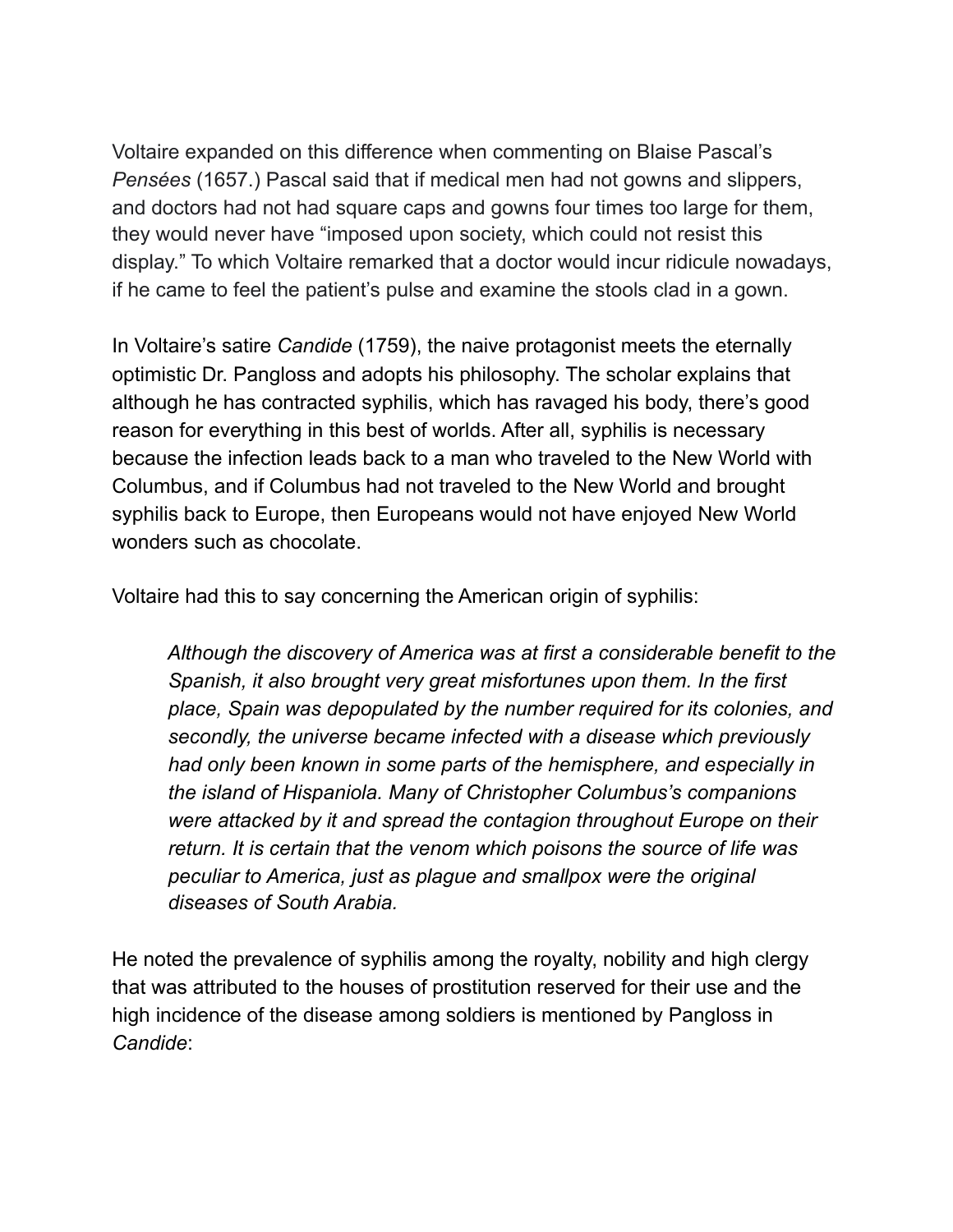Voltaire expanded on this difference when commenting on Blaise Pascal's *Pensées* (1657.) Pascal said that if medical men had not gowns and slippers, and doctors had not had square caps and gowns four times too large for them, they would never have "imposed upon society, which could not resist this display." To which Voltaire remarked that a doctor would incur ridicule nowadays, if he came to feel the patient's pulse and examine the stools clad in a gown.

In Voltaire's satire *Candide* (1759), the naive protagonist meets the eternally optimistic Dr. Pangloss and adopts his philosophy. The scholar explains that although he has contracted syphilis, which has ravaged his body, there's good reason for everything in this best of worlds. After all, syphilis is necessary because the infection leads back to a man who traveled to the New World with Columbus, and if Columbus had not traveled to the New World and brought syphilis back to Europe, then Europeans would not have enjoyed New World wonders such as chocolate.

Voltaire had this to say concerning the American origin of syphilis:

> *Although the discovery of America was at first a considerable benefit to the Spanish, it also brought very great misfortunes upon them. In the first place, Spain was depopulated by the number required for its colonies, and secondly, the universe became infected with a disease which previously had only been known in some parts of the hemisphere, and especially in the island of Hispaniola. Many of Christopher Columbus's companions were attacked by it and spread the contagion throughout Europe on their return. It is certain that the venom which poisons the source of life was peculiar to America, just as plague and smallpox were the original diseases of South Arabia.*

He noted the prevalence of syphilis among the royalty, nobility and high clergy that was attributed to the houses of prostitution reserved for their use and the high incidence of the disease among soldiers is mentioned by Pangloss in *Candide*: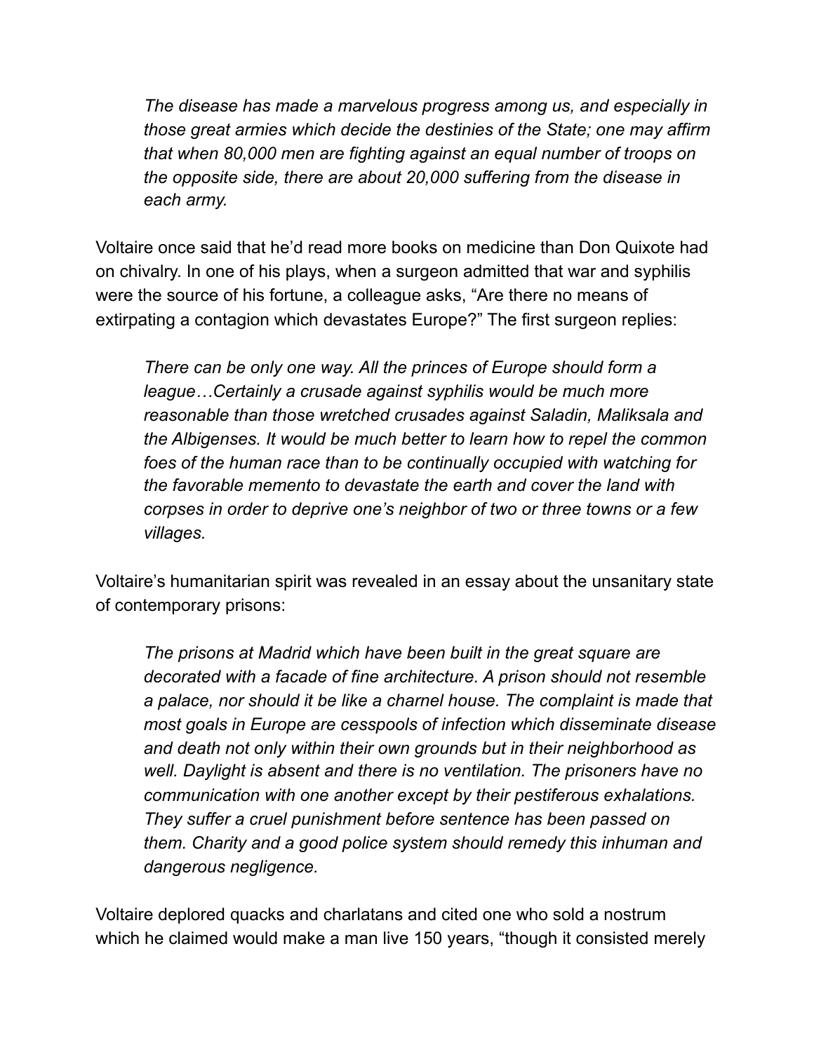> *The disease has made a marvelous progress among us, and especially in those great armies which decide the destinies of the State; one may affirm that when 80,000 men are fighting against an equal number of troops on the opposite side, there are about 20,000 suffering from the disease in each army.*

Voltaire once said that he'd read more books on medicine than Don Quixote had on chivalry. In one of his plays, when a surgeon admitted that war and syphilis were the source of his fortune, a colleague asks, "Are there no means of extirpating a contagion which devastates Europe?" The first surgeon replies:

> *There can be only one way. All the princes of Europe should form a league…Certainly a crusade against syphilis would be much more reasonable than those wretched crusades against Saladin, Maliksala and the Albigenses. It would be much better to learn how to repel the common foes of the human race than to be continually occupied with watching for the favorable memento to devastate the earth and cover the land with corpses in order to deprive one's neighbor of two or three towns or a few villages.*

Voltaire's humanitarian spirit was revealed in an essay about the unsanitary state of contemporary prisons:

> *The prisons at Madrid which have been built in the great square are decorated with a facade of fine architecture. A prison should not resemble a palace, nor should it be like a charnel house. The complaint is made that most goals in Europe are cesspools of infection which disseminate disease and death not only within their own grounds but in their neighborhood as well. Daylight is absent and there is no ventilation. The prisoners have no communication with one another except by their pestiferous exhalations. They suffer a cruel punishment before sentence has been passed on them. Charity and a good police system should remedy this inhuman and dangerous negligence.*

Voltaire deplored quacks and charlatans and cited one who sold a nostrum which he claimed would make a man live 150 years, "though it consisted merely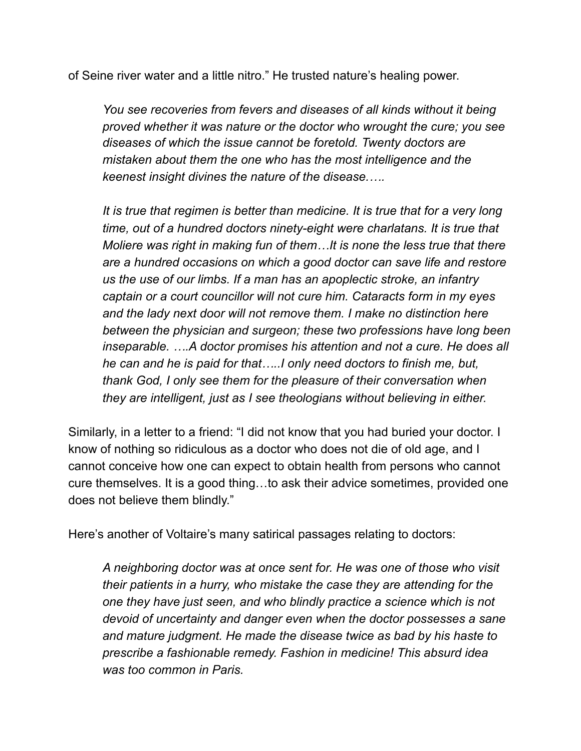of Seine river water and a little nitro." He trusted nature's healing power.

> *You see recoveries from fevers and diseases of all kinds without it being proved whether it was nature or the doctor who wrought the cure; you see diseases of which the issue cannot be foretold. Twenty doctors are mistaken about them the one who has the most intelligence and the keenest insight divines the nature of the disease…..*
>
> *It is true that regimen is better than medicine. It is true that for a very long time, out of a hundred doctors ninety-eight were charlatans. It is true that Moliere was right in making fun of them…It is none the less true that there are a hundred occasions on which a good doctor can save life and restore us the use of our limbs. If a man has an apoplectic stroke, an infantry captain or a court councillor will not cure him. Cataracts form in my eyes and the lady next door will not remove them. I make no distinction here between the physician and surgeon; these two professions have long been inseparable. ….A doctor promises his attention and not a cure. He does all he can and he is paid for that…..I only need doctors to finish me, but, thank God, I only see them for the pleasure of their conversation when they are intelligent, just as I see theologians without believing in either.*

Similarly, in a letter to a friend: "I did not know that you had buried your doctor. I know of nothing so ridiculous as a doctor who does not die of old age, and I cannot conceive how one can expect to obtain health from persons who cannot cure themselves. It is a good thing…to ask their advice sometimes, provided one does not believe them blindly."

Here's another of Voltaire's many satirical passages relating to doctors:

> *A neighboring doctor was at once sent for. He was one of those who visit their patients in a hurry, who mistake the case they are attending for the one they have just seen, and who blindly practice a science which is not devoid of uncertainty and danger even when the doctor possesses a sane and mature judgment. He made the disease twice as bad by his haste to prescribe a fashionable remedy. Fashion in medicine! This absurd idea was too common in Paris.*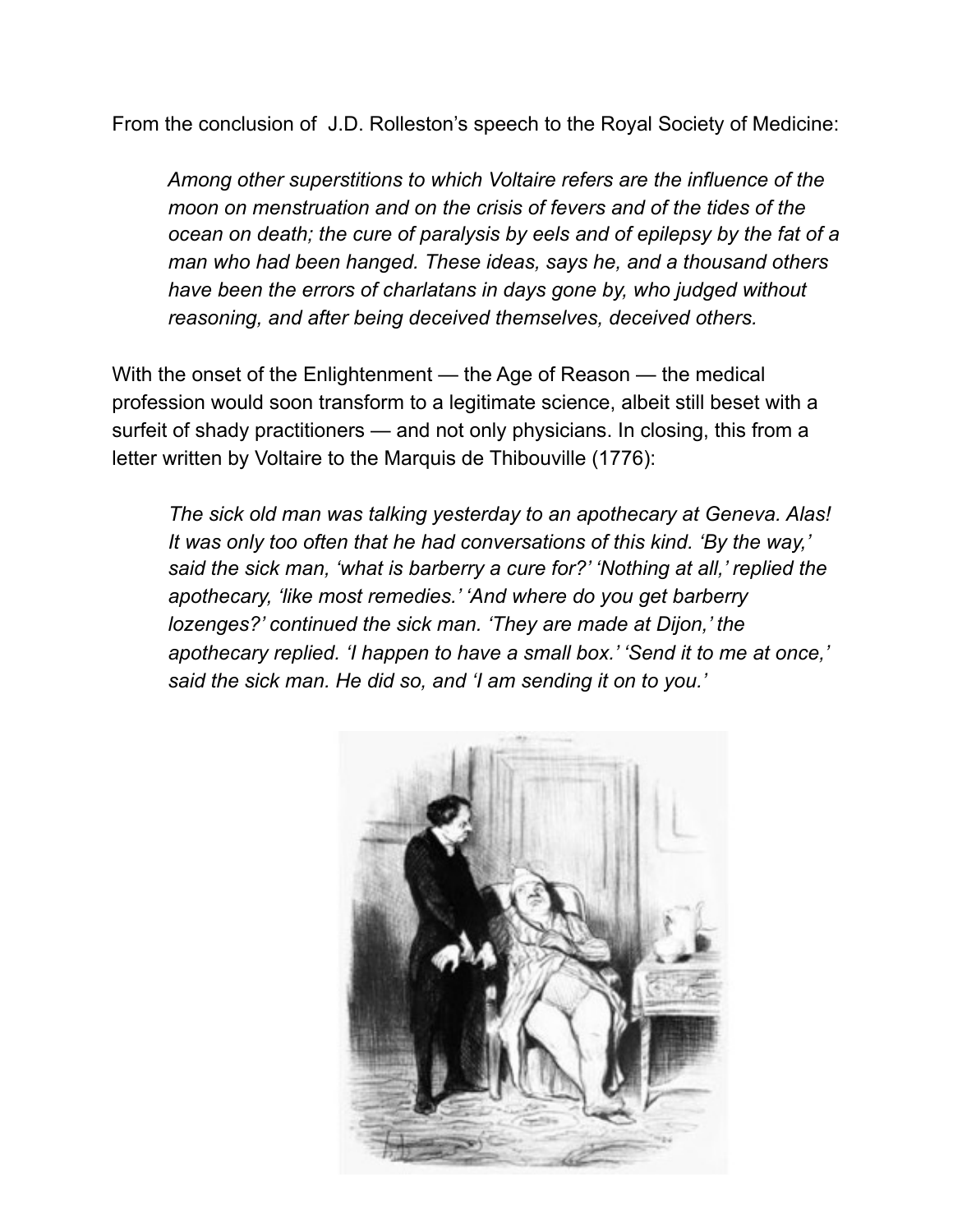From the conclusion of J.D. Rolleston's speech to the Royal Society of Medicine:

> *Among other superstitions to which Voltaire refers are the influence of the moon on menstruation and on the crisis of fevers and of the tides of the ocean on death; the cure of paralysis by eels and of epilepsy by the fat of a man who had been hanged. These ideas, says he, and a thousand others have been the errors of charlatans in days gone by, who judged without reasoning, and after being deceived themselves, deceived others.*

With the onset of the Enlightenment — the Age of Reason — the medical profession would soon transform to a legitimate science, albeit still beset with a surfeit of shady practitioners — and not only physicians. In closing, this from a letter written by Voltaire to the Marquis de Thibouville (1776):

> *The sick old man was talking yesterday to an apothecary at Geneva. Alas! It was only too often that he had conversations of this kind. 'By the way,' said the sick man, 'what is barberry a cure for?' 'Nothing at all,' replied the apothecary, 'like most remedies.' 'And where do you get barberry lozenges?' continued the sick man. 'They are made at Dijon,' the apothecary replied. 'I happen to have a small box.' 'Send it to me at once,' said the sick man. He did so, and 'I am sending it on to you.'*